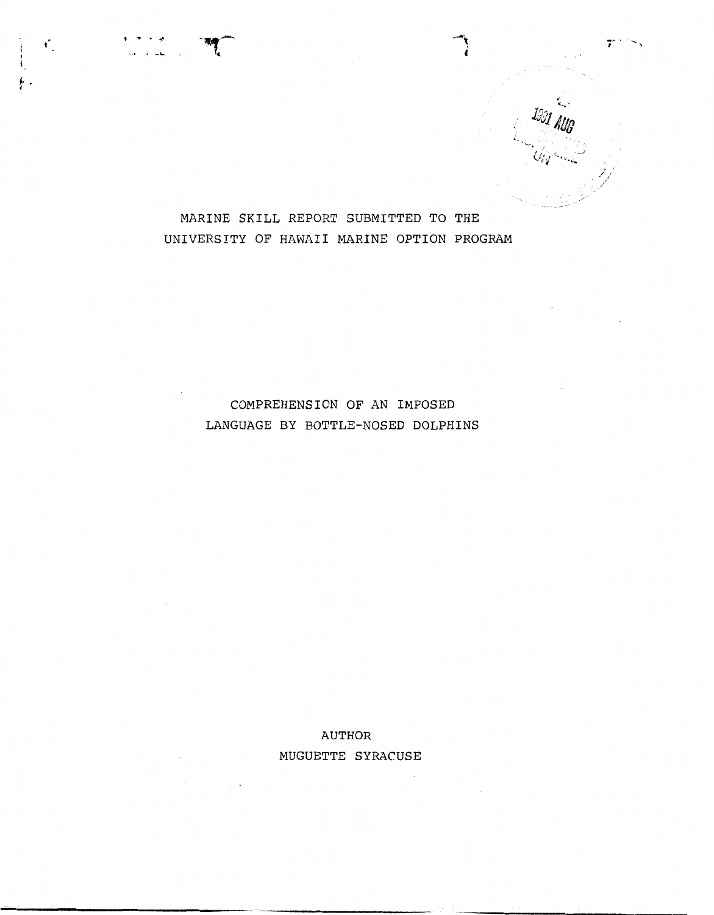MARINE SKILL REPORT SUBMITTED TO THE
UNIVERSITY OF HAWAII MARINE OPTION PROGRAM

# COMPREHENSION OF AN IMPOSED LANGUAGE BY BOTTLE-NOSED DOLPHINS

AUTHOR

MUGUETTE SYRACUSE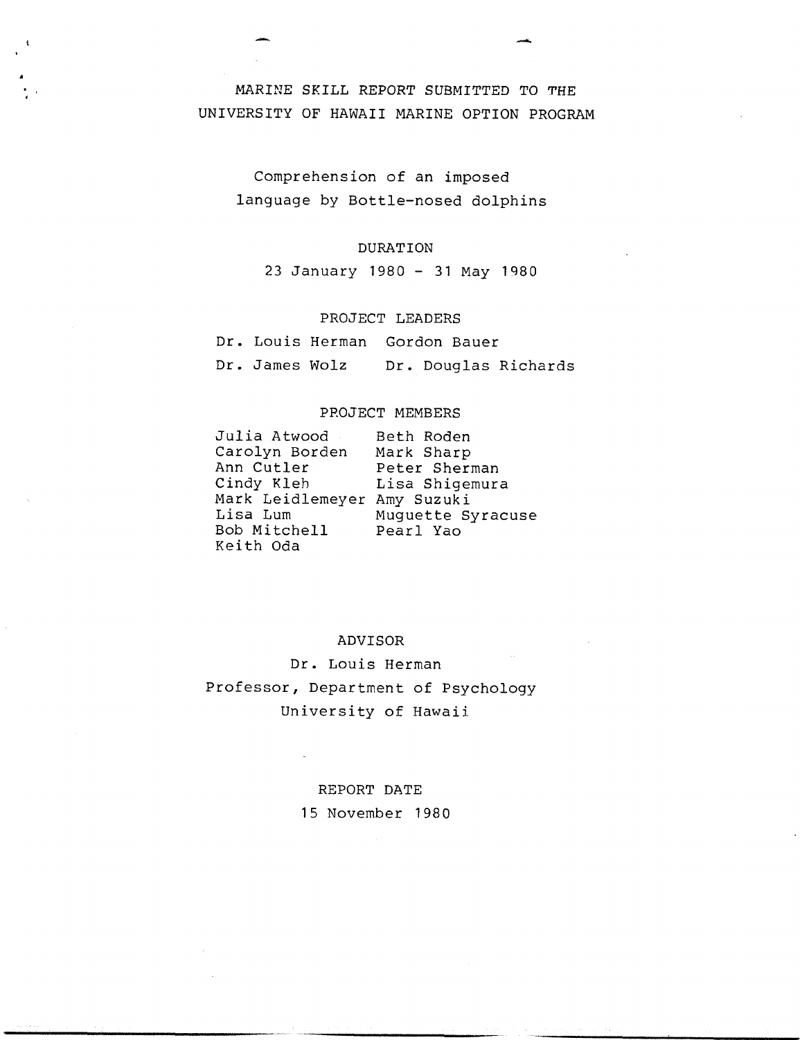MARINE SKILL REPORT SUBMITTED TO THE
UNIVERSITY OF HAWAII MARINE OPTION PROGRAM

# Comprehension of an imposed language by Bottle-nosed dolphins

DURATION

23 January 1980 - 31 May 1980

PROJECT LEADERS

Dr. Louis Herman    Gordon Bauer
Dr. James Wolz    Dr. Douglas Richards

PROJECT MEMBERS

Julia Atwood
Carolyn Borden
Ann Cutler
Cindy Kleh
Mark Leidlemeyer
Lisa Lum
Bob Mitchell
Keith Oda
Beth Roden
Mark Sharp
Peter Sherman
Lisa Shigemura
Amy Suzuki
Muguette Syracuse
Pearl Yao

ADVISOR

Dr. Louis Herman
Professor, Department of Psychology
University of Hawaii

REPORT DATE

15 November 1980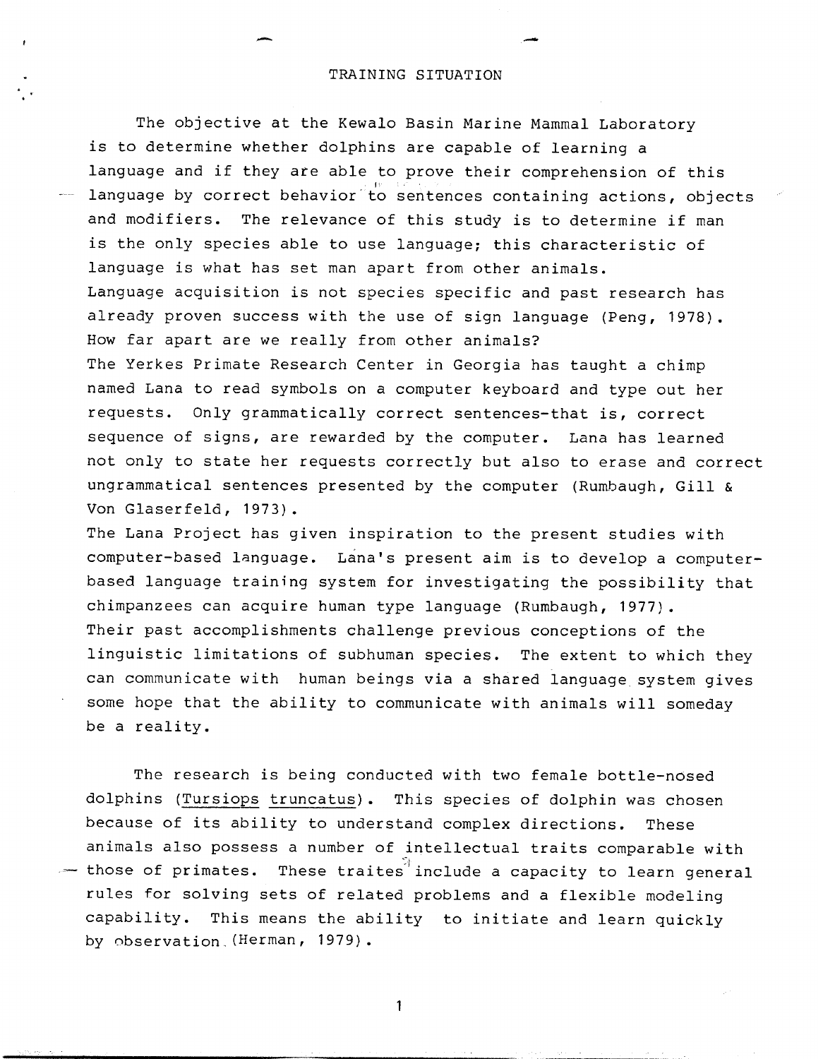# TRAINING SITUATION

The objective at the Kewalo Basin Marine Mammal Laboratory is to determine whether dolphins are capable of learning a language and if they are able to prove their comprehension of this language by correct behavior to sentences containing actions, objects and modifiers. The relevance of this study is to determine if man is the only species able to use language; this characteristic of language is what has set man apart from other animals. Language acquisition is not species specific and past research has already proven success with the use of sign language (Peng, 1978). How far apart are we really from other animals?

The Yerkes Primate Research Center in Georgia has taught a chimp named Lana to read symbols on a computer keyboard and type out her requests. Only grammatically correct sentences-that is, correct sequence of signs, are rewarded by the computer. Lana has learned not only to state her requests correctly but also to erase and correct ungrammatical sentences presented by the computer (Rumbaugh, Gill & Von Glaserfeld, 1973).

The Lana Project has given inspiration to the present studies with computer-based language. Lana's present aim is to develop a computer-based language training system for investigating the possibility that chimpanzees can acquire human type language (Rumbaugh, 1977). Their past accomplishments challenge previous conceptions of the linguistic limitations of subhuman species. The extent to which they can communicate with human beings via a shared language system gives some hope that the ability to communicate with animals will someday be a reality.

The research is being conducted with two female bottle-nosed dolphins (Tursiops truncatus). This species of dolphin was chosen because of its ability to understand complex directions. These animals also possess a number of intellectual traits comparable with those of primates. These traites include a capacity to learn general rules for solving sets of related problems and a flexible modeling capability. This means the ability to initiate and learn quickly by observation (Herman, 1979).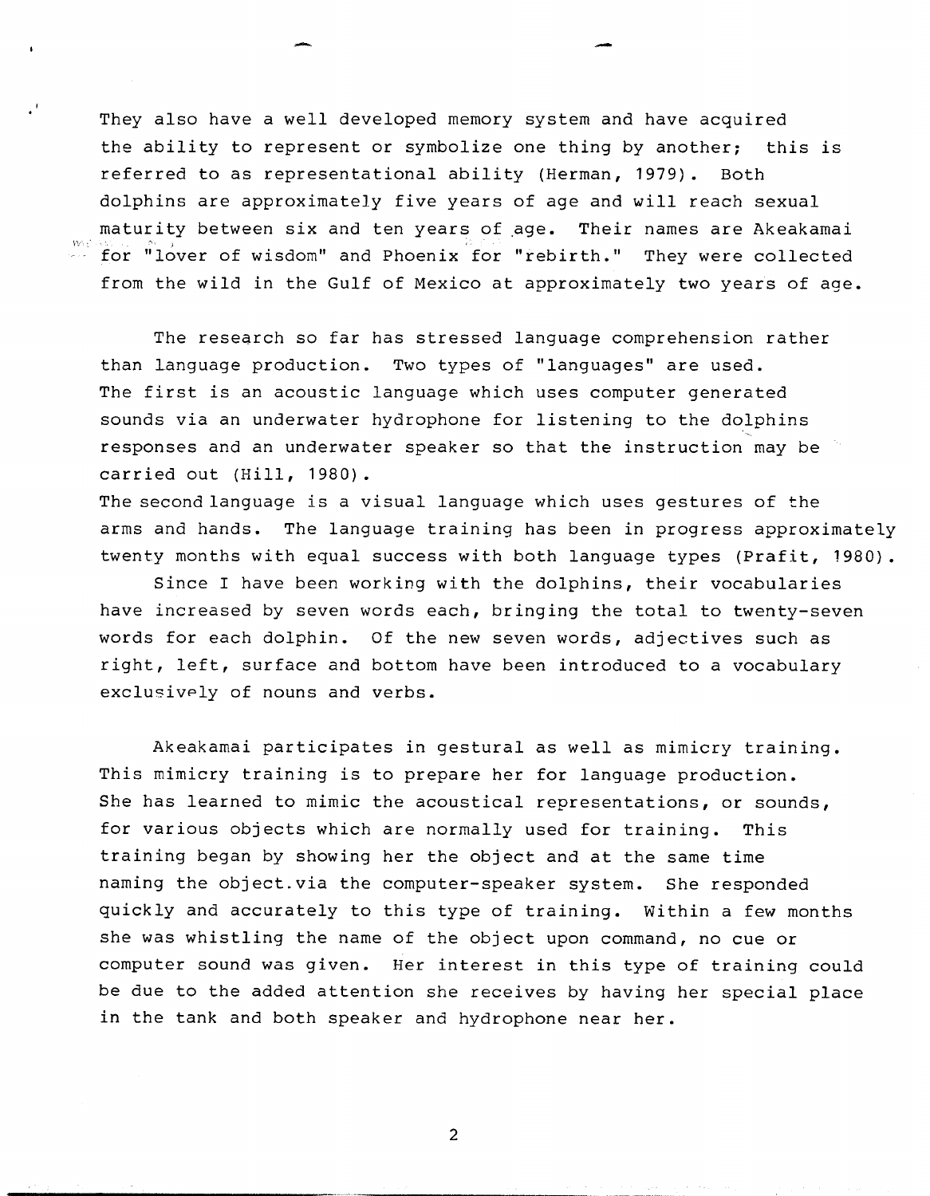They also have a well developed memory system and have acquired the ability to represent or symbolize one thing by another; this is referred to as representational ability (Herman, 1979). Both dolphins are approximately five years of age and will reach sexual maturity between six and ten years of age. Their names are Akeakamai for "lover of wisdom" and Phoenix for "rebirth." They were collected from the wild in the Gulf of Mexico at approximately two years of age.

The research so far has stressed language comprehension rather than language production. Two types of "languages" are used. The first is an acoustic language which uses computer generated sounds via an underwater hydrophone for listening to the dolphins responses and an underwater speaker so that the instruction may be carried out (Hill, 1980).

The second language is a visual language which uses gestures of the arms and hands. The language training has been in progress approximately twenty months with equal success with both language types (Prafit, 1980).

Since I have been working with the dolphins, their vocabularies have increased by seven words each, bringing the total to twenty-seven words for each dolphin. Of the new seven words, adjectives such as right, left, surface and bottom have been introduced to a vocabulary exclusively of nouns and verbs.

Akeakamai participates in gestural as well as mimicry training. This mimicry training is to prepare her for language production. She has learned to mimic the acoustical representations, or sounds, for various objects which are normally used for training. This training began by showing her the object and at the same time naming the object.via the computer-speaker system. She responded quickly and accurately to this type of training. Within a few months she was whistling the name of the object upon command, no cue or computer sound was given. Her interest in this type of training could be due to the added attention she receives by having her special place in the tank and both speaker and hydrophone near her.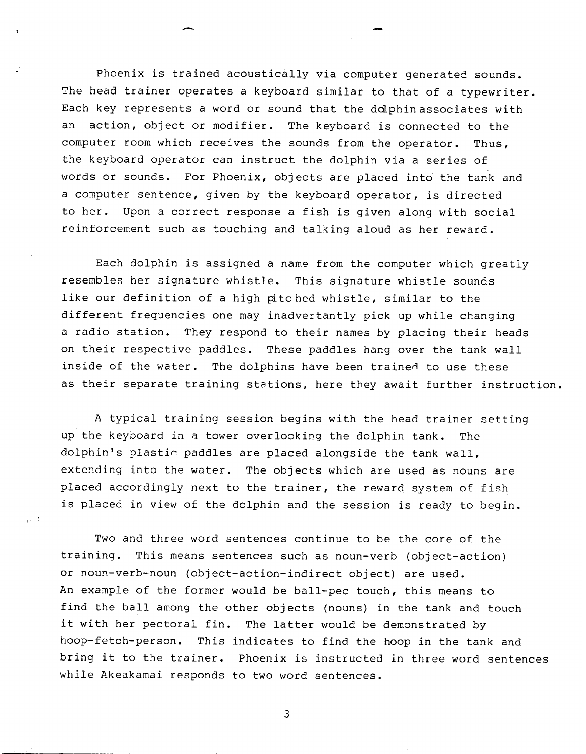Phoenix is trained acoustically via computer generated sounds. The head trainer operates a keyboard similar to that of a typewriter. Each key represents a word or sound that the dolphin associates with an action, object or modifier. The keyboard is connected to the computer room which receives the sounds from the operator. Thus, the keyboard operator can instruct the dolphin via a series of words or sounds. For Phoenix, objects are placed into the tank and a computer sentence, given by the keyboard operator, is directed to her. Upon a correct response a fish is given along with social reinforcement such as touching and talking aloud as her reward.

Each dolphin is assigned a name from the computer which greatly resembles her signature whistle. This signature whistle sounds like our definition of a high pitched whistle, similar to the different frequencies one may inadvertantly pick up while changing a radio station. They respond to their names by placing their heads on their respective paddles. These paddles hang over the tank wall inside of the water. The dolphins have been trained to use these as their separate training stations, here they await further instruction.

A typical training session begins with the head trainer setting up the keyboard in a tower overlooking the dolphin tank. The dolphin's plastic paddles are placed alongside the tank wall, extending into the water. The objects which are used as nouns are placed accordingly next to the trainer, the reward system of fish is placed in view of the dolphin and the session is ready to begin.

Two and three word sentences continue to be the core of the training. This means sentences such as noun-verb (object-action) or noun-verb-noun (object-action-indirect object) are used. An example of the former would be ball-pec touch, this means to find the ball among the other objects (nouns) in the tank and touch it with her pectoral fin. The latter would be demonstrated by hoop-fetch-person. This indicates to find the hoop in the tank and bring it to the trainer. Phoenix is instructed in three word sentences while Akeakamai responds to two word sentences.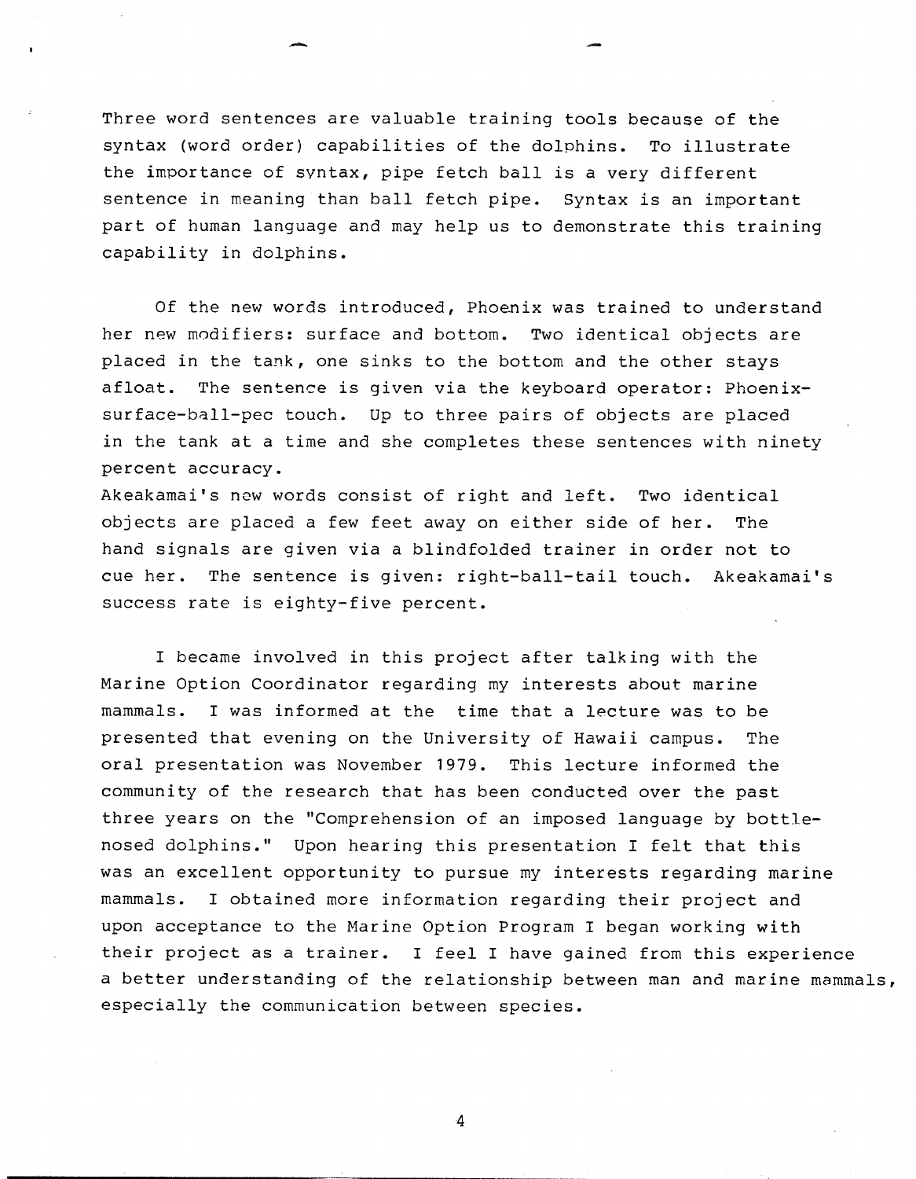Three word sentences are valuable training tools because of the syntax (word order) capabilities of the dolphins. To illustrate the importance of syntax, pipe fetch ball is a very different sentence in meaning than ball fetch pipe. Syntax is an important part of human language and may help us to demonstrate this training capability in dolphins.

Of the new words introduced, Phoenix was trained to understand her new modifiers: surface and bottom. Two identical objects are placed in the tank, one sinks to the bottom and the other stays afloat. The sentence is given via the keyboard operator: Phoenix-surface-ball-pec touch. Up to three pairs of objects are placed in the tank at a time and she completes these sentences with ninety percent accuracy.

Akeakamai's new words consist of right and left. Two identical objects are placed a few feet away on either side of her. The hand signals are given via a blindfolded trainer in order not to cue her. The sentence is given: right-ball-tail touch. Akeakamai's success rate is eighty-five percent.

I became involved in this project after talking with the Marine Option Coordinator regarding my interests about marine mammals. I was informed at the time that a lecture was to be presented that evening on the University of Hawaii campus. The oral presentation was November 1979. This lecture informed the community of the research that has been conducted over the past three years on the "Comprehension of an imposed language by bottle-nosed dolphins." Upon hearing this presentation I felt that this was an excellent opportunity to pursue my interests regarding marine mammals. I obtained more information regarding their project and upon acceptance to the Marine Option Program I began working with their project as a trainer. I feel I have gained from this experience a better understanding of the relationship between man and marine mammals, especially the communication between species.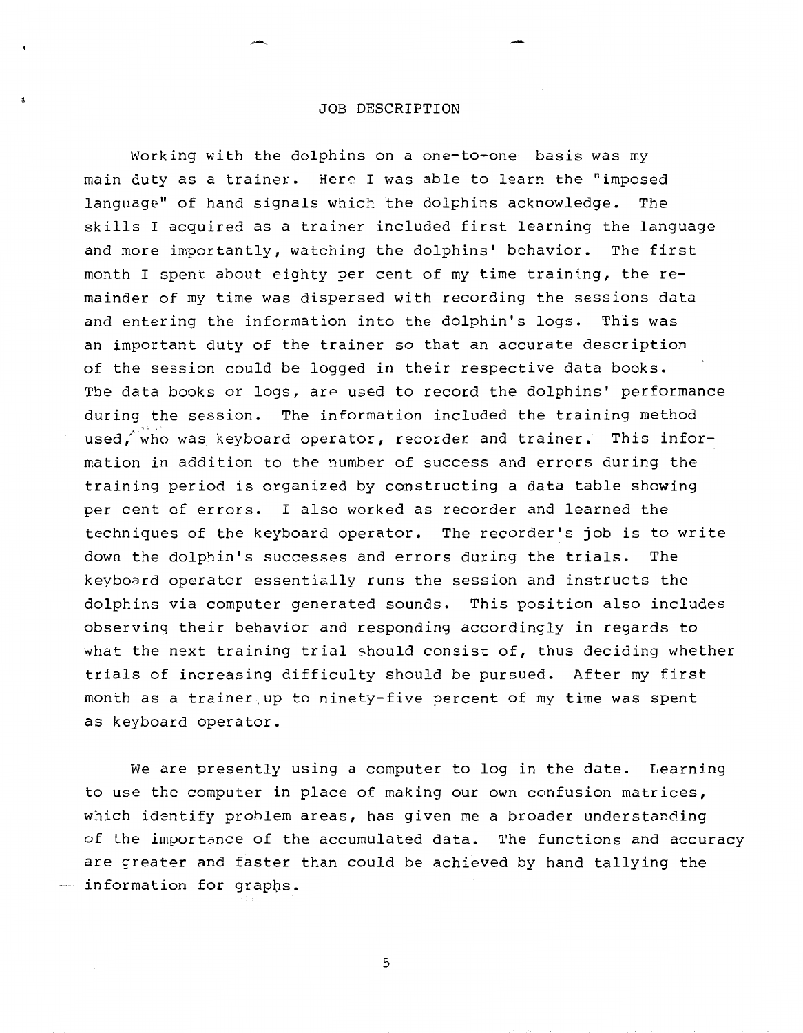# JOB DESCRIPTION

Working with the dolphins on a one-to-one basis was my main duty as a trainer. Here I was able to learn the "imposed language" of hand signals which the dolphins acknowledge. The skills I acquired as a trainer included first learning the language and more importantly, watching the dolphins' behavior. The first month I spent about eighty per cent of my time training, the remainder of my time was dispersed with recording the sessions data and entering the information into the dolphin's logs. This was an important duty of the trainer so that an accurate description of the session could be logged in their respective data books. The data books or logs, are used to record the dolphins' performance during the session. The information included the training method used, who was keyboard operator, recorder and trainer. This information in addition to the number of success and errors during the training period is organized by constructing a data table showing per cent of errors. I also worked as recorder and learned the techniques of the keyboard operator. The recorder's job is to write down the dolphin's successes and errors during the trials. The keyboard operator essentially runs the session and instructs the dolphins via computer generated sounds. This position also includes observing their behavior and responding accordingly in regards to what the next training trial should consist of, thus deciding whether trials of increasing difficulty should be pursued. After my first month as a trainer up to ninety-five percent of my time was spent as keyboard operator.

We are presently using a computer to log in the date. Learning to use the computer in place of making our own confusion matrices, which identify problem areas, has given me a broader understanding of the importance of the accumulated data. The functions and accuracy are greater and faster than could be achieved by hand tallying the information for graphs.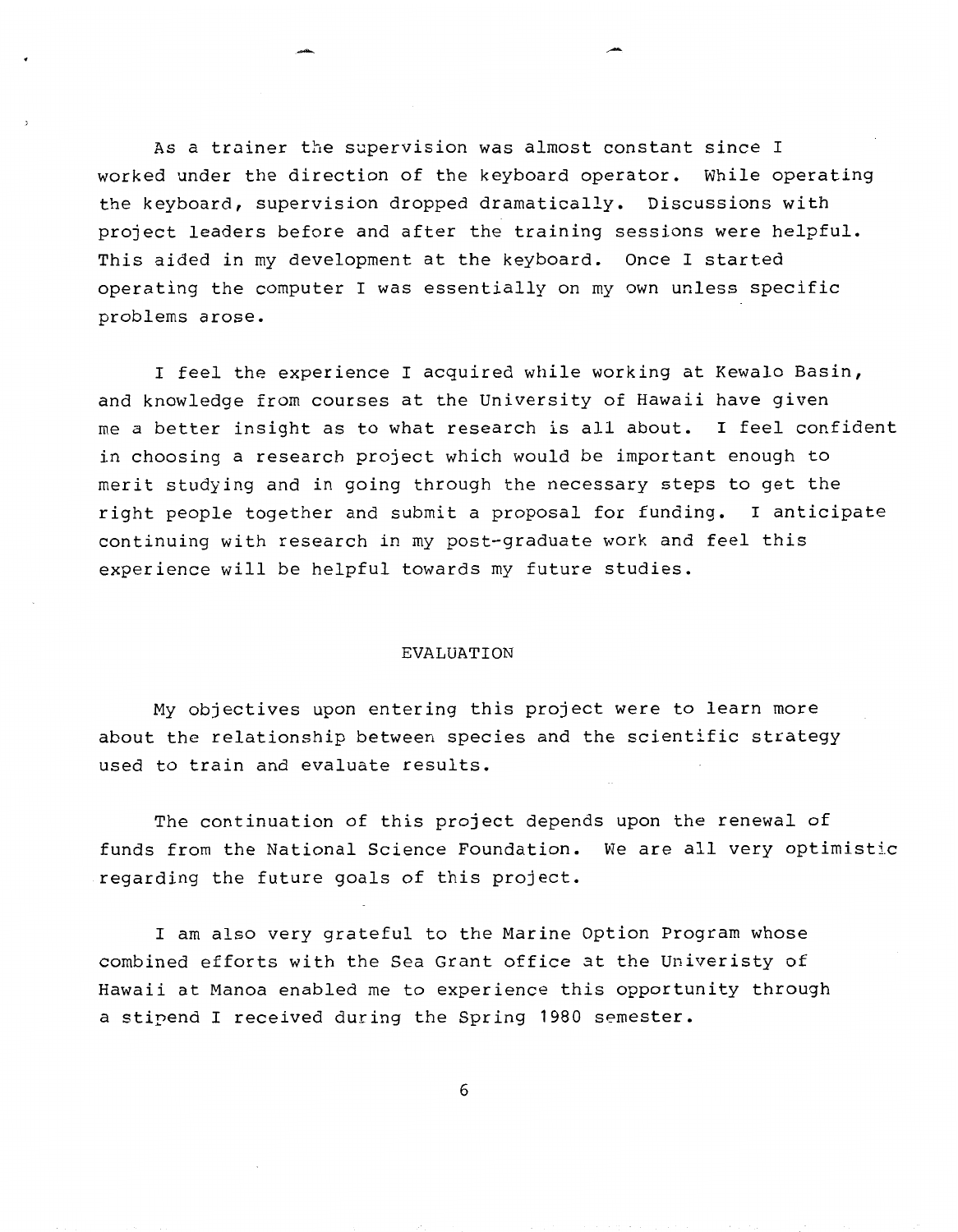As a trainer the supervision was almost constant since I worked under the direction of the keyboard operator. While operating the keyboard, supervision dropped dramatically. Discussions with project leaders before and after the training sessions were helpful. This aided in my development at the keyboard. Once I started operating the computer I was essentially on my own unless specific problems arose.

I feel the experience I acquired while working at Kewalo Basin, and knowledge from courses at the University of Hawaii have given me a better insight as to what research is all about. I feel confident in choosing a research project which would be important enough to merit studying and in going through the necessary steps to get the right people together and submit a proposal for funding. I anticipate continuing with research in my post-graduate work and feel this experience will be helpful towards my future studies.

## EVALUATION

My objectives upon entering this project were to learn more about the relationship between species and the scientific strategy used to train and evaluate results.

The continuation of this project depends upon the renewal of funds from the National Science Foundation. We are all very optimistic regarding the future goals of this project.

I am also very grateful to the Marine Option Program whose combined efforts with the Sea Grant office at the Univeristy of Hawaii at Manoa enabled me to experience this opportunity through a stipend I received during the Spring 1980 semester.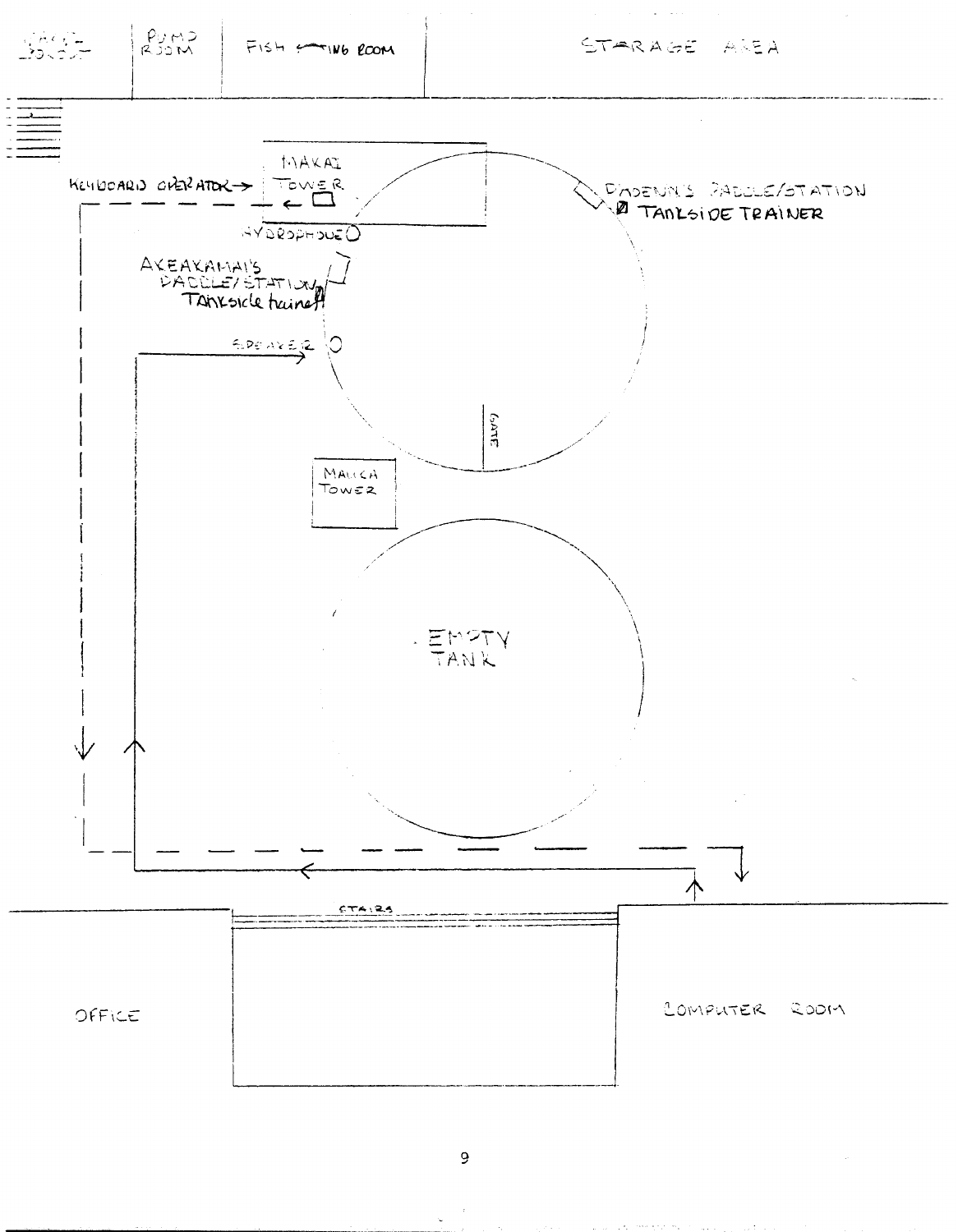TAPE LOCKOUT

PUMP ROOM

FISH CUTTING ROOM

STORAGE AREA

KEYBOARD OPERATOR

MAKAI TOWER

PHOENIX'S PADDLE/STATION

TANKSIDE TRAINER

HYDROPHONE

AKEAKAMAI'S PADDLE/STATION

Tankside trainer

SPEAKER

GATE

MAKAI TOWER

EMPTY TANK

STAIRS

OFFICE

COMPUTER ROOM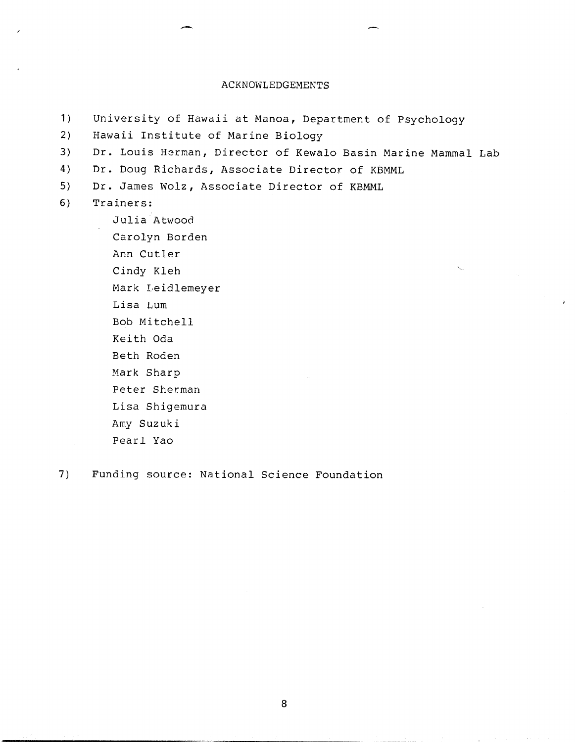# ACKNOWLEDGEMENTS

1) University of Hawaii at Manoa, Department of Psychology
2) Hawaii Institute of Marine Biology
3) Dr. Louis Herman, Director of Kewalo Basin Marine Mammal Lab
4) Dr. Doug Richards, Associate Director of KBMML
5) Dr. James Wolz, Associate Director of KBMML
6) Trainers:
   - Julia Atwood
   - Carolyn Borden
   - Ann Cutler
   - Cindy Kleh
   - Mark Leidlemeyer
   - Lisa Lum
   - Bob Mitchell
   - Keith Oda
   - Beth Roden
   - Mark Sharp
   - Peter Sherman
   - Lisa Shigemura
   - Amy Suzuki
   - Pearl Yao
7) Funding source: National Science Foundation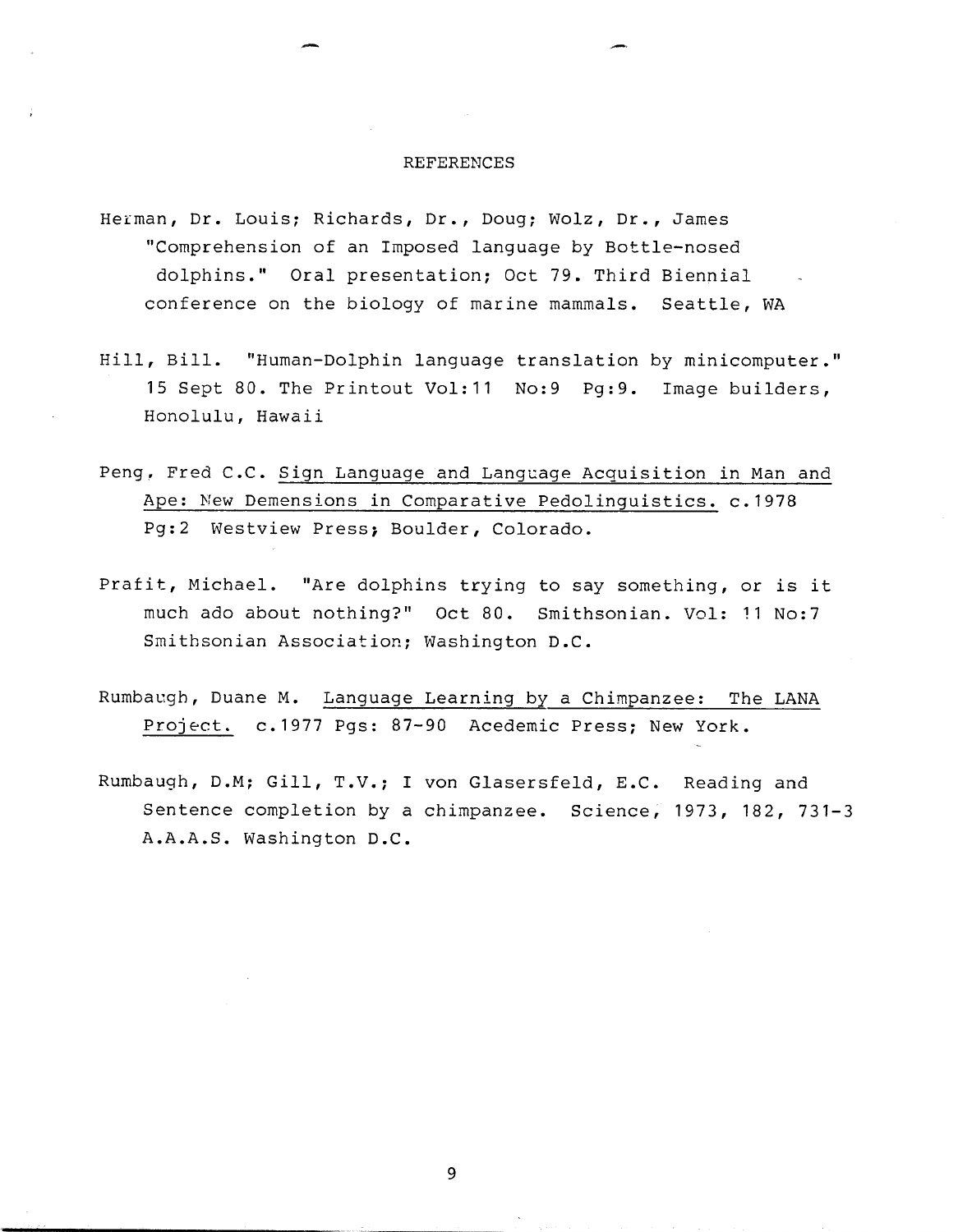# REFERENCES

Herman, Dr. Louis; Richards, Dr., Doug; Wolz, Dr., James "Comprehension of an Imposed language by Bottle-nosed dolphins." Oral presentation; Oct 79. Third Biennial conference on the biology of marine mammals. Seattle, WA

Hill, Bill. "Human-Dolphin language translation by minicomputer." 15 Sept 80. The Printout Vol:11 No:9 Pg:9. Image builders, Honolulu, Hawaii

Peng, Fred C.C. Sign Language and Language Acquisition in Man and Ape: New Demensions in Comparative Pedolinguistics. c.1978 Pg:2 Westview Press; Boulder, Colorado.

Prafit, Michael. "Are dolphins trying to say something, or is it much ado about nothing?" Oct 80. Smithsonian. Vol: 11 No:7 Smithsonian Association; Washington D.C.

Rumbaugh, Duane M. Language Learning by a Chimpanzee: The LANA Project. c.1977 Pgs: 87-90 Acedemic Press; New York.

Rumbaugh, D.M; Gill, T.V.; I von Glasersfeld, E.C. Reading and Sentence completion by a chimpanzee. Science, 1973, 182, 731-3 A.A.A.S. Washington D.C.